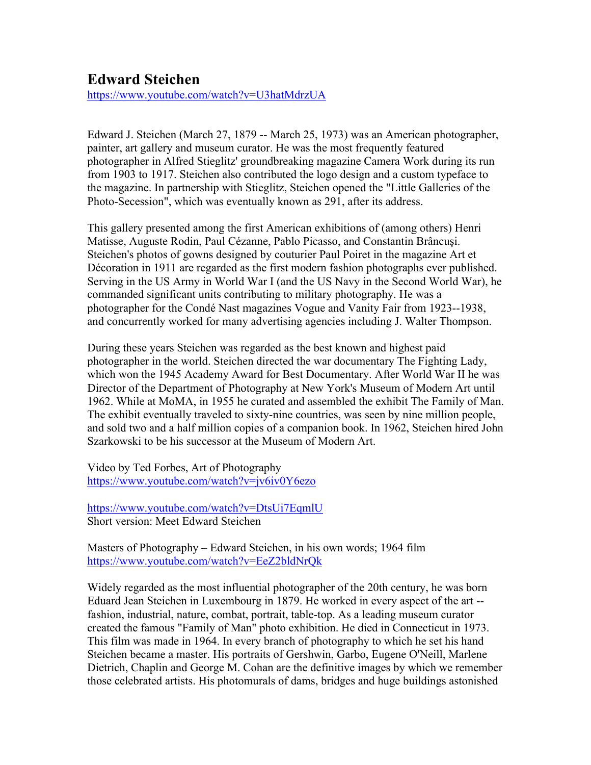# Edward Steichen

https://www.youtube.com/watch?v=U3hatMdrzUA

Edward J. Steichen (March 27, 1879 -- March 25, 1973) was an American photographer, painter, art gallery and museum curator. He was the most frequently featured photographer in Alfred Stieglitz' groundbreaking magazine Camera Work during its run from 1903 to 1917. Steichen also contributed the logo design and a custom typeface to the magazine. In partnership with Stieglitz, Steichen opened the "Little Galleries of the Photo-Secession", which was eventually known as 291, after its address.

This gallery presented among the first American exhibitions of (among others) Henri Matisse, Auguste Rodin, Paul Cézanne, Pablo Picasso, and Constantin Brâncuşi. Steichen's photos of gowns designed by couturier Paul Poiret in the magazine Art et Décoration in 1911 are regarded as the first modern fashion photographs ever published. Serving in the US Army in World War I (and the US Navy in the Second World War), he commanded significant units contributing to military photography. He was a photographer for the Condé Nast magazines Vogue and Vanity Fair from 1923--1938, and concurrently worked for many advertising agencies including J. Walter Thompson.

During these years Steichen was regarded as the best known and highest paid photographer in the world. Steichen directed the war documentary The Fighting Lady, which won the 1945 Academy Award for Best Documentary. After World War II he was Director of the Department of Photography at New York's Museum of Modern Art until 1962. While at MoMA, in 1955 he curated and assembled the exhibit The Family of Man. The exhibit eventually traveled to sixty-nine countries, was seen by nine million people, and sold two and a half million copies of a companion book. In 1962, Steichen hired John Szarkowski to be his successor at the Museum of Modern Art.

Video by Ted Forbes, Art of Photography
https://www.youtube.com/watch?v=jv6iv0Y6ezo

https://www.youtube.com/watch?v=DtsUi7EqmlU
Short version: Meet Edward Steichen

Masters of Photography – Edward Steichen, in his own words; 1964 film
https://www.youtube.com/watch?v=EeZ2bldNrQk

Widely regarded as the most influential photographer of the 20th century, he was born Eduard Jean Steichen in Luxembourg in 1879. He worked in every aspect of the art -- fashion, industrial, nature, combat, portrait, table-top. As a leading museum curator created the famous "Family of Man" photo exhibition. He died in Connecticut in 1973. This film was made in 1964. In every branch of photography to which he set his hand Steichen became a master. His portraits of Gershwin, Garbo, Eugene O'Neill, Marlene Dietrich, Chaplin and George M. Cohan are the definitive images by which we remember those celebrated artists. His photomurals of dams, bridges and huge buildings astonished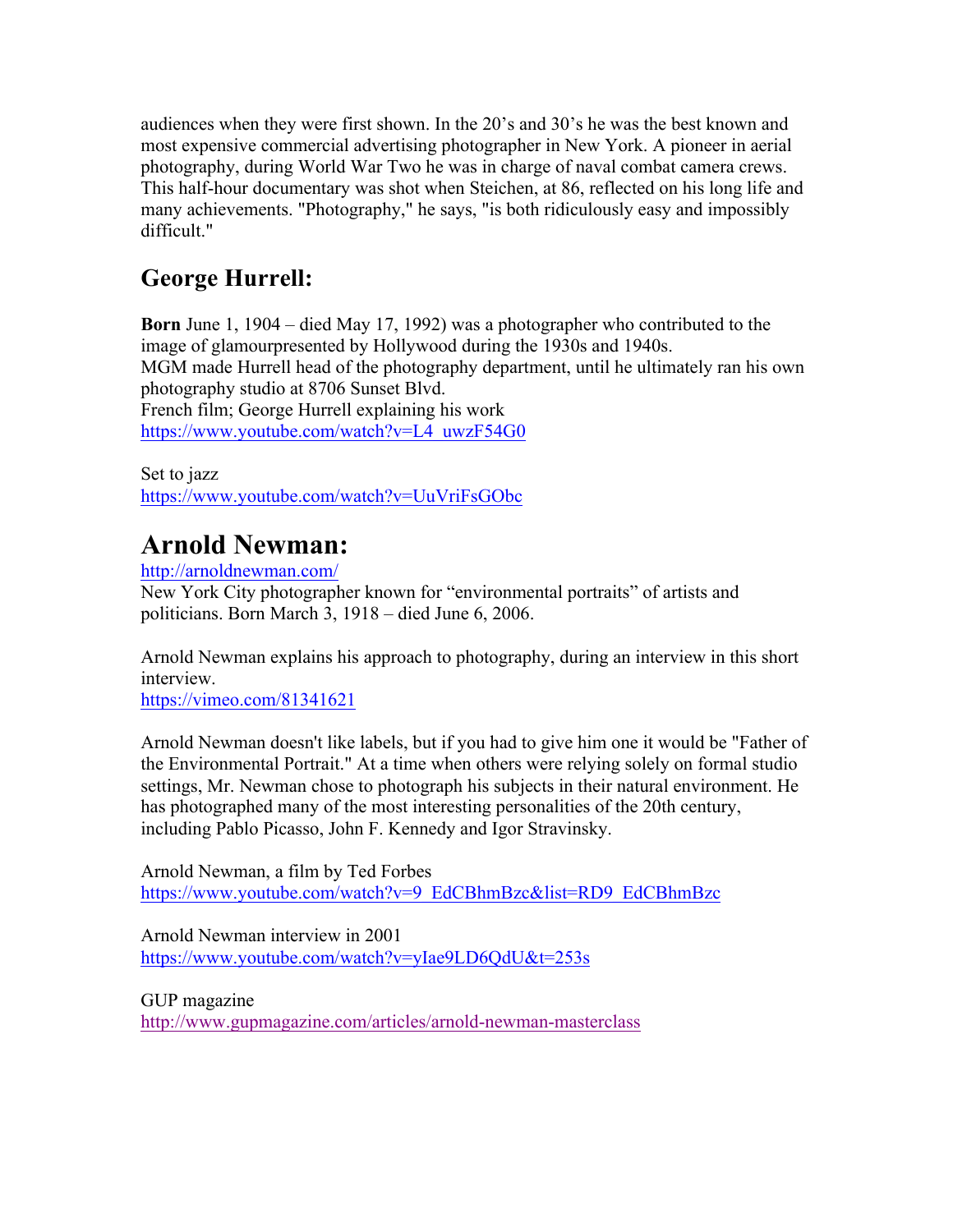audiences when they were first shown. In the 20's and 30's he was the best known and most expensive commercial advertising photographer in New York. A pioneer in aerial photography, during World War Two he was in charge of naval combat camera crews. This half-hour documentary was shot when Steichen, at 86, reflected on his long life and many achievements. "Photography," he says, "is both ridiculously easy and impossibly difficult."

## George Hurrell:

**Born** June 1, 1904 – died May 17, 1992) was a photographer who contributed to the image of glamourpresented by Hollywood during the 1930s and 1940s.
MGM made Hurrell head of the photography department, until he ultimately ran his own photography studio at 8706 Sunset Blvd.
French film; George Hurrell explaining his work
https://www.youtube.com/watch?v=L4_uwzF54G0

Set to jazz
https://www.youtube.com/watch?v=UuVriFsGObc

# Arnold Newman:

http://arnoldnewman.com/
New York City photographer known for "environmental portraits" of artists and politicians. Born March 3, 1918 – died June 6, 2006.

Arnold Newman explains his approach to photography, during an interview in this short interview.
https://vimeo.com/81341621

Arnold Newman doesn't like labels, but if you had to give him one it would be "Father of the Environmental Portrait." At a time when others were relying solely on formal studio settings, Mr. Newman chose to photograph his subjects in their natural environment. He has photographed many of the most interesting personalities of the 20th century, including Pablo Picasso, John F. Kennedy and Igor Stravinsky.

Arnold Newman, a film by Ted Forbes
https://www.youtube.com/watch?v=9_EdCBhmBzc&list=RD9_EdCBhmBzc

Arnold Newman interview in 2001
https://www.youtube.com/watch?v=yIae9LD6QdU&t=253s

GUP magazine
http://www.gupmagazine.com/articles/arnold-newman-masterclass